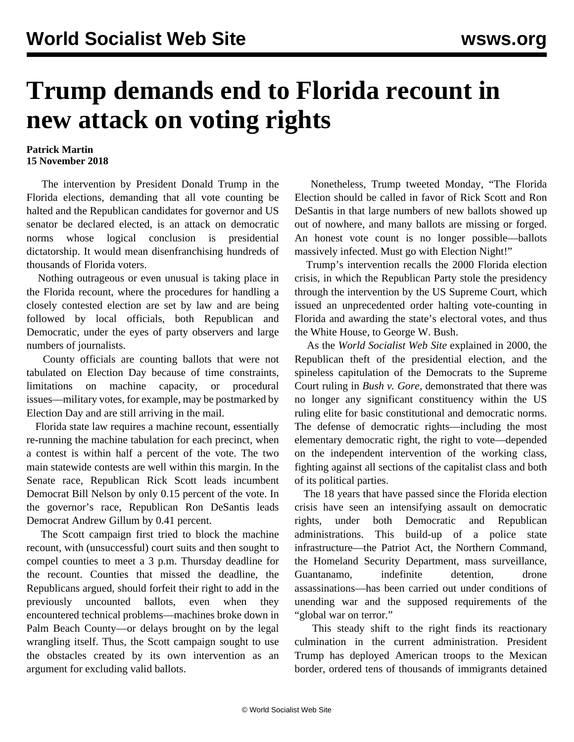# Trump demands end to Florida recount in new attack on voting rights

**Patrick Martin**
**15 November 2018**

The intervention by President Donald Trump in the Florida elections, demanding that all vote counting be halted and the Republican candidates for governor and US senator be declared elected, is an attack on democratic norms whose logical conclusion is presidential dictatorship. It would mean disenfranchising hundreds of thousands of Florida voters.

Nothing outrageous or even unusual is taking place in the Florida recount, where the procedures for handling a closely contested election are set by law and are being followed by local officials, both Republican and Democratic, under the eyes of party observers and large numbers of journalists.

County officials are counting ballots that were not tabulated on Election Day because of time constraints, limitations on machine capacity, or procedural issues—military votes, for example, may be postmarked by Election Day and are still arriving in the mail.

Florida state law requires a machine recount, essentially re-running the machine tabulation for each precinct, when a contest is within half a percent of the vote. The two main statewide contests are well within this margin. In the Senate race, Republican Rick Scott leads incumbent Democrat Bill Nelson by only 0.15 percent of the vote. In the governor's race, Republican Ron DeSantis leads Democrat Andrew Gillum by 0.41 percent.

The Scott campaign first tried to block the machine recount, with (unsuccessful) court suits and then sought to compel counties to meet a 3 p.m. Thursday deadline for the recount. Counties that missed the deadline, the Republicans argued, should forfeit their right to add in the previously uncounted ballots, even when they encountered technical problems—machines broke down in Palm Beach County—or delays brought on by the legal wrangling itself. Thus, the Scott campaign sought to use the obstacles created by its own intervention as an argument for excluding valid ballots.

Nonetheless, Trump tweeted Monday, "The Florida Election should be called in favor of Rick Scott and Ron DeSantis in that large numbers of new ballots showed up out of nowhere, and many ballots are missing or forged. An honest vote count is no longer possible—ballots massively infected. Must go with Election Night!"

Trump's intervention recalls the 2000 Florida election crisis, in which the Republican Party stole the presidency through the intervention by the US Supreme Court, which issued an unprecedented order halting vote-counting in Florida and awarding the state's electoral votes, and thus the White House, to George W. Bush.

As the *World Socialist Web Site* explained in 2000, the Republican theft of the presidential election, and the spineless capitulation of the Democrats to the Supreme Court ruling in *Bush v. Gore*, demonstrated that there was no longer any significant constituency within the US ruling elite for basic constitutional and democratic norms. The defense of democratic rights—including the most elementary democratic right, the right to vote—depended on the independent intervention of the working class, fighting against all sections of the capitalist class and both of its political parties.

The 18 years that have passed since the Florida election crisis have seen an intensifying assault on democratic rights, under both Democratic and Republican administrations. This build-up of a police state infrastructure—the Patriot Act, the Northern Command, the Homeland Security Department, mass surveillance, Guantanamo, indefinite detention, drone assassinations—has been carried out under conditions of unending war and the supposed requirements of the "global war on terror."

This steady shift to the right finds its reactionary culmination in the current administration. President Trump has deployed American troops to the Mexican border, ordered tens of thousands of immigrants detained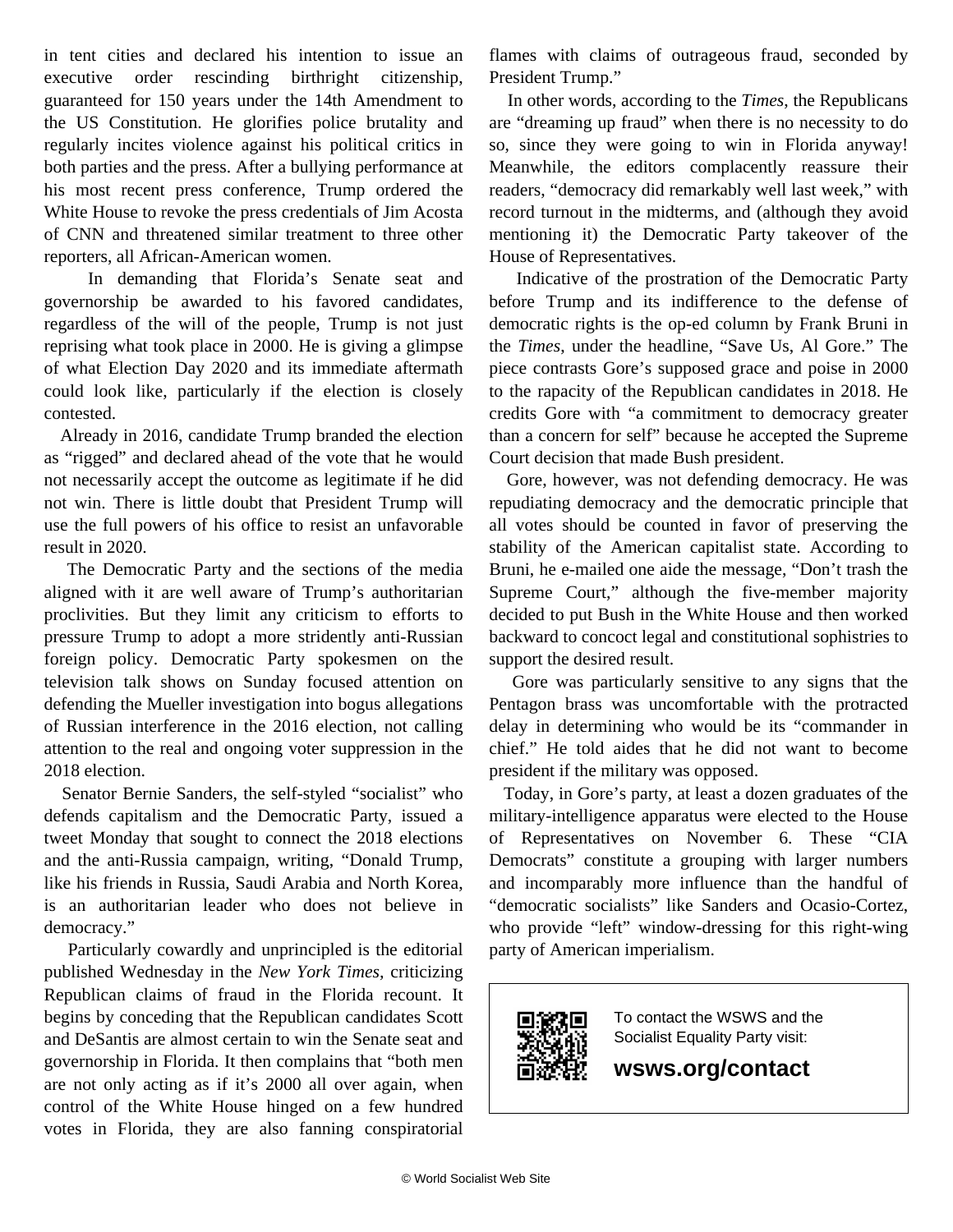in tent cities and declared his intention to issue an executive order rescinding birthright citizenship, guaranteed for 150 years under the 14th Amendment to the US Constitution. He glorifies police brutality and regularly incites violence against his political critics in both parties and the press. After a bullying performance at his most recent press conference, Trump ordered the White House to revoke the press credentials of Jim Acosta of CNN and threatened similar treatment to three other reporters, all African-American women.

In demanding that Florida's Senate seat and governorship be awarded to his favored candidates, regardless of the will of the people, Trump is not just reprising what took place in 2000. He is giving a glimpse of what Election Day 2020 and its immediate aftermath could look like, particularly if the election is closely contested.

Already in 2016, candidate Trump branded the election as "rigged" and declared ahead of the vote that he would not necessarily accept the outcome as legitimate if he did not win. There is little doubt that President Trump will use the full powers of his office to resist an unfavorable result in 2020.

The Democratic Party and the sections of the media aligned with it are well aware of Trump's authoritarian proclivities. But they limit any criticism to efforts to pressure Trump to adopt a more stridently anti-Russian foreign policy. Democratic Party spokesmen on the television talk shows on Sunday focused attention on defending the Mueller investigation into bogus allegations of Russian interference in the 2016 election, not calling attention to the real and ongoing voter suppression in the 2018 election.

Senator Bernie Sanders, the self-styled "socialist" who defends capitalism and the Democratic Party, issued a tweet Monday that sought to connect the 2018 elections and the anti-Russia campaign, writing, "Donald Trump, like his friends in Russia, Saudi Arabia and North Korea, is an authoritarian leader who does not believe in democracy."

Particularly cowardly and unprincipled is the editorial published Wednesday in the *New York Times*, criticizing Republican claims of fraud in the Florida recount. It begins by conceding that the Republican candidates Scott and DeSantis are almost certain to win the Senate seat and governorship in Florida. It then complains that "both men are not only acting as if it's 2000 all over again, when control of the White House hinged on a few hundred votes in Florida, they are also fanning conspiratorial flames with claims of outrageous fraud, seconded by President Trump."

In other words, according to the *Times*, the Republicans are "dreaming up fraud" when there is no necessity to do so, since they were going to win in Florida anyway! Meanwhile, the editors complacently reassure their readers, "democracy did remarkably well last week," with record turnout in the midterms, and (although they avoid mentioning it) the Democratic Party takeover of the House of Representatives.

Indicative of the prostration of the Democratic Party before Trump and its indifference to the defense of democratic rights is the op-ed column by Frank Bruni in the *Times*, under the headline, "Save Us, Al Gore." The piece contrasts Gore's supposed grace and poise in 2000 to the rapacity of the Republican candidates in 2018. He credits Gore with "a commitment to democracy greater than a concern for self" because he accepted the Supreme Court decision that made Bush president.

Gore, however, was not defending democracy. He was repudiating democracy and the democratic principle that all votes should be counted in favor of preserving the stability of the American capitalist state. According to Bruni, he e-mailed one aide the message, "Don't trash the Supreme Court," although the five-member majority decided to put Bush in the White House and then worked backward to concoct legal and constitutional sophistries to support the desired result.

Gore was particularly sensitive to any signs that the Pentagon brass was uncomfortable with the protracted delay in determining who would be its "commander in chief." He told aides that he did not want to become president if the military was opposed.

Today, in Gore's party, at least a dozen graduates of the military-intelligence apparatus were elected to the House of Representatives on November 6. These "CIA Democrats" constitute a grouping with larger numbers and incomparably more influence than the handful of "democratic socialists" like Sanders and Ocasio-Cortez, who provide "left" window-dressing for this right-wing party of American imperialism.

To contact the WSWS and the Socialist Equality Party visit:

**wsws.org/contact**